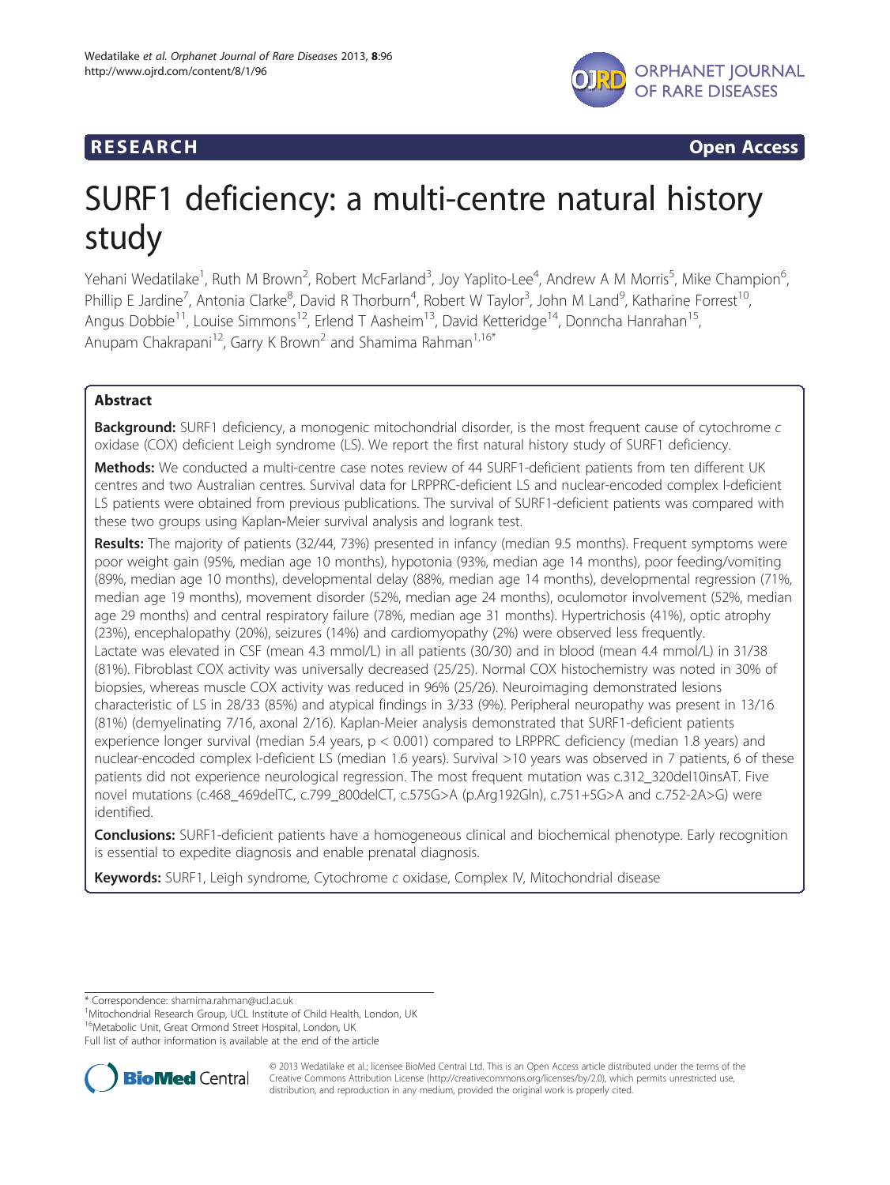**RESEARCH** **Open Access**

# SURF1 deficiency: a multi-centre natural history study

Yehani Wedatilake[1], Ruth M Brown[2], Robert McFarland[3], Joy Yaplito-Lee[4], Andrew A M Morris[5], Mike Champion[6], Phillip E Jardine[7], Antonia Clarke[8], David R Thorburn[4], Robert W Taylor[3], John M Land[9], Katharine Forrest[10], Angus Dobbie[11], Louise Simmons[12], Erlend T Aasheim[13], David Ketteridge[14], Donncha Hanrahan[15], Anupam Chakrapani[12], Garry K Brown[2] and Shamima Rahman[1,16*]

## Abstract

**Background:** SURF1 deficiency, a monogenic mitochondrial disorder, is the most frequent cause of cytochrome *c* oxidase (COX) deficient Leigh syndrome (LS). We report the first natural history study of SURF1 deficiency.

**Methods:** We conducted a multi-centre case notes review of 44 SURF1-deficient patients from ten different UK centres and two Australian centres. Survival data for LRPPRC-deficient LS and nuclear-encoded complex I-deficient LS patients were obtained from previous publications. The survival of SURF1-deficient patients was compared with these two groups using Kaplan-Meier survival analysis and logrank test.

**Results:** The majority of patients (32/44, 73%) presented in infancy (median 9.5 months). Frequent symptoms were poor weight gain (95%, median age 10 months), hypotonia (93%, median age 14 months), poor feeding/vomiting (89%, median age 10 months), developmental delay (88%, median age 14 months), developmental regression (71%, median age 19 months), movement disorder (52%, median age 24 months), oculomotor involvement (52%, median age 29 months) and central respiratory failure (78%, median age 31 months). Hypertrichosis (41%), optic atrophy (23%), encephalopathy (20%), seizures (14%) and cardiomyopathy (2%) were observed less frequently. Lactate was elevated in CSF (mean 4.3 mmol/L) in all patients (30/30) and in blood (mean 4.4 mmol/L) in 31/38 (81%). Fibroblast COX activity was universally decreased (25/25). Normal COX histochemistry was noted in 30% of biopsies, whereas muscle COX activity was reduced in 96% (25/26). Neuroimaging demonstrated lesions characteristic of LS in 28/33 (85%) and atypical findings in 3/33 (9%). Peripheral neuropathy was present in 13/16 (81%) (demyelinating 7/16, axonal 2/16). Kaplan-Meier analysis demonstrated that SURF1-deficient patients experience longer survival (median 5.4 years, $p < 0.001$) compared to LRPPRC deficiency (median 1.8 years) and nuclear-encoded complex I-deficient LS (median 1.6 years). Survival >10 years was observed in 7 patients, 6 of these patients did not experience neurological regression. The most frequent mutation was c.312_320del10insAT. Five novel mutations (c.468_469delTC, c.799_800delCT, c.575G>A (p.Arg192Gln), c.751+5G>A and c.752-2A>G) were identified.

**Conclusions:** SURF1-deficient patients have a homogeneous clinical and biochemical phenotype. Early recognition is essential to expedite diagnosis and enable prenatal diagnosis.

**Keywords:** SURF1, Leigh syndrome, Cytochrome *c* oxidase, Complex IV, Mitochondrial disease

\* Correspondence: shamima.rahman@ucl.ac.uk
[1]Mitochondrial Research Group, UCL Institute of Child Health, London, UK
[16]Metabolic Unit, Great Ormond Street Hospital, London, UK
Full list of author information is available at the end of the article

© 2013 Wedatilake et al.; licensee BioMed Central Ltd. This is an Open Access article distributed under the terms of the Creative Commons Attribution License (http://creativecommons.org/licenses/by/2.0), which permits unrestricted use, distribution, and reproduction in any medium, provided the original work is properly cited.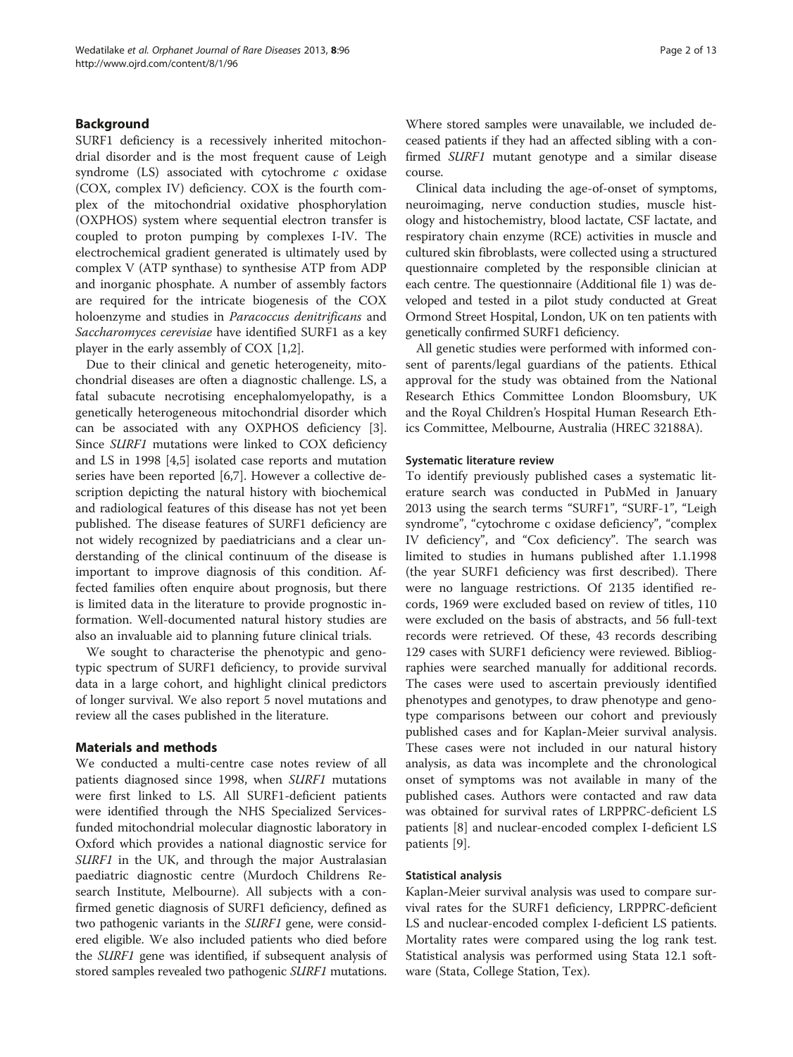## Background

SURF1 deficiency is a recessively inherited mitochondrial disorder and is the most frequent cause of Leigh syndrome (LS) associated with cytochrome *c* oxidase (COX, complex IV) deficiency. COX is the fourth complex of the mitochondrial oxidative phosphorylation (OXPHOS) system where sequential electron transfer is coupled to proton pumping by complexes I-IV. The electrochemical gradient generated is ultimately used by complex V (ATP synthase) to synthesise ATP from ADP and inorganic phosphate. A number of assembly factors are required for the intricate biogenesis of the COX holoenzyme and studies in *Paracoccus denitrificans* and *Saccharomyces cerevisiae* have identified SURF1 as a key player in the early assembly of COX [1,2].

Due to their clinical and genetic heterogeneity, mitochondrial diseases are often a diagnostic challenge. LS, a fatal subacute necrotising encephalomyelopathy, is a genetically heterogeneous mitochondrial disorder which can be associated with any OXPHOS deficiency [3]. Since *SURF1* mutations were linked to COX deficiency and LS in 1998 [4,5] isolated case reports and mutation series have been reported [6,7]. However a collective description depicting the natural history with biochemical and radiological features of this disease has not yet been published. The disease features of SURF1 deficiency are not widely recognized by paediatricians and a clear understanding of the clinical continuum of the disease is important to improve diagnosis of this condition. Affected families often enquire about prognosis, but there is limited data in the literature to provide prognostic information. Well-documented natural history studies are also an invaluable aid to planning future clinical trials.

We sought to characterise the phenotypic and genotypic spectrum of SURF1 deficiency, to provide survival data in a large cohort, and highlight clinical predictors of longer survival. We also report 5 novel mutations and review all the cases published in the literature.

## Materials and methods

We conducted a multi-centre case notes review of all patients diagnosed since 1998, when *SURF1* mutations were first linked to LS. All SURF1-deficient patients were identified through the NHS Specialized Services-funded mitochondrial molecular diagnostic laboratory in Oxford which provides a national diagnostic service for *SURF1* in the UK, and through the major Australasian paediatric diagnostic centre (Murdoch Childrens Research Institute, Melbourne). All subjects with a confirmed genetic diagnosis of SURF1 deficiency, defined as two pathogenic variants in the *SURF1* gene, were considered eligible. We also included patients who died before the *SURF1* gene was identified, if subsequent analysis of stored samples revealed two pathogenic *SURF1* mutations. Where stored samples were unavailable, we included deceased patients if they had an affected sibling with a confirmed *SURF1* mutant genotype and a similar disease course.

Clinical data including the age-of-onset of symptoms, neuroimaging, nerve conduction studies, muscle histology and histochemistry, blood lactate, CSF lactate, and respiratory chain enzyme (RCE) activities in muscle and cultured skin fibroblasts, were collected using a structured questionnaire completed by the responsible clinician at each centre. The questionnaire (Additional file 1) was developed and tested in a pilot study conducted at Great Ormond Street Hospital, London, UK on ten patients with genetically confirmed SURF1 deficiency.

All genetic studies were performed with informed consent of parents/legal guardians of the patients. Ethical approval for the study was obtained from the National Research Ethics Committee London Bloomsbury, UK and the Royal Children's Hospital Human Research Ethics Committee, Melbourne, Australia (HREC 32188A).

### Systematic literature review

To identify previously published cases a systematic literature search was conducted in PubMed in January 2013 using the search terms "SURF1", "SURF-1", "Leigh syndrome", "cytochrome c oxidase deficiency", "complex IV deficiency", and "Cox deficiency". The search was limited to studies in humans published after 1.1.1998 (the year SURF1 deficiency was first described). There were no language restrictions. Of 2135 identified records, 1969 were excluded based on review of titles, 110 were excluded on the basis of abstracts, and 56 full-text records were retrieved. Of these, 43 records describing 129 cases with SURF1 deficiency were reviewed. Bibliographies were searched manually for additional records. The cases were used to ascertain previously identified phenotypes and genotypes, to draw phenotype and genotype comparisons between our cohort and previously published cases and for Kaplan-Meier survival analysis. These cases were not included in our natural history analysis, as data was incomplete and the chronological onset of symptoms was not available in many of the published cases. Authors were contacted and raw data was obtained for survival rates of LRPPRC-deficient LS patients [8] and nuclear-encoded complex I-deficient LS patients [9].

### Statistical analysis

Kaplan-Meier survival analysis was used to compare survival rates for the SURF1 deficiency, LRPPRC-deficient LS and nuclear-encoded complex I-deficient LS patients. Mortality rates were compared using the log rank test. Statistical analysis was performed using Stata 12.1 software (Stata, College Station, Tex).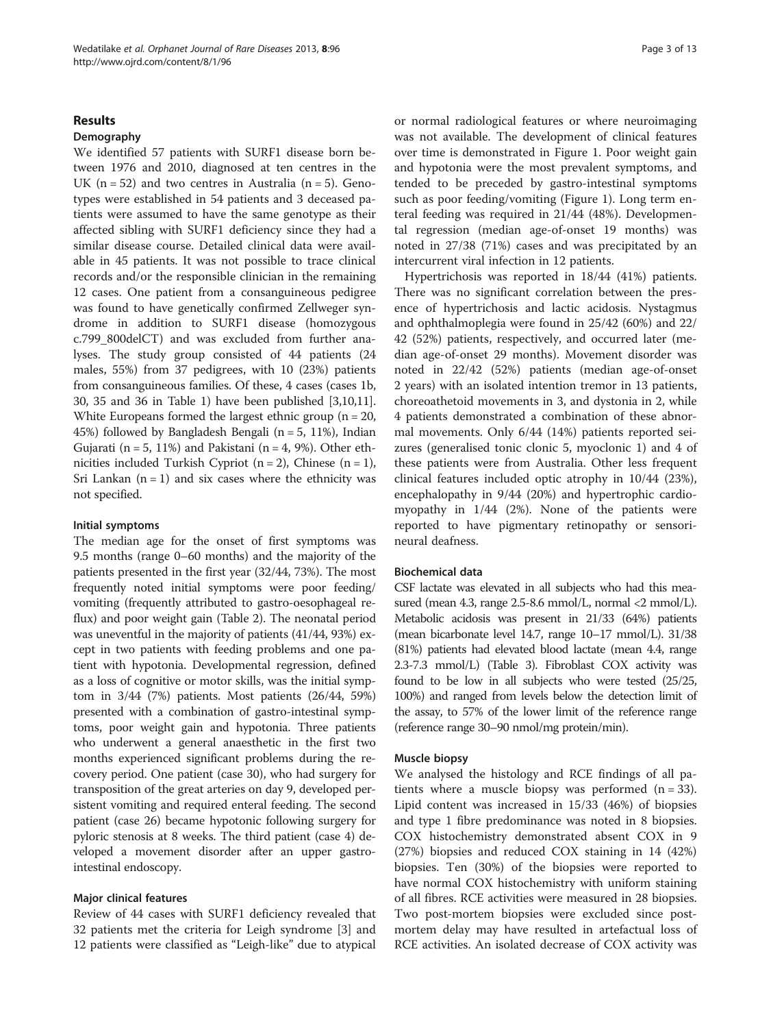## Results

### Demography

We identified 57 patients with SURF1 disease born between 1976 and 2010, diagnosed at ten centres in the UK (n = 52) and two centres in Australia (n = 5). Genotypes were established in 54 patients and 3 deceased patients were assumed to have the same genotype as their affected sibling with SURF1 deficiency since they had a similar disease course. Detailed clinical data were available in 45 patients. It was not possible to trace clinical records and/or the responsible clinician in the remaining 12 cases. One patient from a consanguineous pedigree was found to have genetically confirmed Zellweger syndrome in addition to SURF1 disease (homozygous c.799_800delCT) and was excluded from further analyses. The study group consisted of 44 patients (24 males, 55%) from 37 pedigrees, with 10 (23%) patients from consanguineous families. Of these, 4 cases (cases 1b, 30, 35 and 36 in Table 1) have been published [3,10,11]. White Europeans formed the largest ethnic group (n = 20, 45%) followed by Bangladesh Bengali (n = 5, 11%), Indian Gujarati (n = 5, 11%) and Pakistani (n = 4, 9%). Other ethnicities included Turkish Cypriot (n = 2), Chinese (n = 1), Sri Lankan (n = 1) and six cases where the ethnicity was not specified.

### Initial symptoms

The median age for the onset of first symptoms was 9.5 months (range 0–60 months) and the majority of the patients presented in the first year (32/44, 73%). The most frequently noted initial symptoms were poor feeding/vomiting (frequently attributed to gastro-oesophageal reflux) and poor weight gain (Table 2). The neonatal period was uneventful in the majority of patients (41/44, 93%) except in two patients with feeding problems and one patient with hypotonia. Developmental regression, defined as a loss of cognitive or motor skills, was the initial symptom in 3/44 (7%) patients. Most patients (26/44, 59%) presented with a combination of gastro-intestinal symptoms, poor weight gain and hypotonia. Three patients who underwent a general anaesthetic in the first two months experienced significant problems during the recovery period. One patient (case 30), who had surgery for transposition of the great arteries on day 9, developed persistent vomiting and required enteral feeding. The second patient (case 26) became hypotonic following surgery for pyloric stenosis at 8 weeks. The third patient (case 4) developed a movement disorder after an upper gastro-intestinal endoscopy.

### Major clinical features

Review of 44 cases with SURF1 deficiency revealed that 32 patients met the criteria for Leigh syndrome [3] and 12 patients were classified as "Leigh-like" due to atypical or normal radiological features or where neuroimaging was not available. The development of clinical features over time is demonstrated in Figure 1. Poor weight gain and hypotonia were the most prevalent symptoms, and tended to be preceded by gastro-intestinal symptoms such as poor feeding/vomiting (Figure 1). Long term enteral feeding was required in 21/44 (48%). Developmental regression (median age-of-onset 19 months) was noted in 27/38 (71%) cases and was precipitated by an intercurrent viral infection in 12 patients.

Hypertrichosis was reported in 18/44 (41%) patients. There was no significant correlation between the presence of hypertrichosis and lactic acidosis. Nystagmus and ophthalmoplegia were found in 25/42 (60%) and 22/42 (52%) patients, respectively, and occurred later (median age-of-onset 29 months). Movement disorder was noted in 22/42 (52%) patients (median age-of-onset 2 years) with an isolated intention tremor in 13 patients, choreoathetoid movements in 3, and dystonia in 2, while 4 patients demonstrated a combination of these abnormal movements. Only 6/44 (14%) patients reported seizures (generalised tonic clonic 5, myoclonic 1) and 4 of these patients were from Australia. Other less frequent clinical features included optic atrophy in 10/44 (23%), encephalopathy in 9/44 (20%) and hypertrophic cardiomyopathy in 1/44 (2%). None of the patients were reported to have pigmentary retinopathy or sensorineural deafness.

### Biochemical data

CSF lactate was elevated in all subjects who had this measured (mean 4.3, range 2.5-8.6 mmol/L, normal <2 mmol/L). Metabolic acidosis was present in 21/33 (64%) patients (mean bicarbonate level 14.7, range 10–17 mmol/L). 31/38 (81%) patients had elevated blood lactate (mean 4.4, range 2.3-7.3 mmol/L) (Table 3). Fibroblast COX activity was found to be low in all subjects who were tested (25/25, 100%) and ranged from levels below the detection limit of the assay, to 57% of the lower limit of the reference range (reference range 30–90 nmol/mg protein/min).

### Muscle biopsy

We analysed the histology and RCE findings of all patients where a muscle biopsy was performed (n = 33). Lipid content was increased in 15/33 (46%) of biopsies and type 1 fibre predominance was noted in 8 biopsies. COX histochemistry demonstrated absent COX in 9 (27%) biopsies and reduced COX staining in 14 (42%) biopsies. Ten (30%) of the biopsies were reported to have normal COX histochemistry with uniform staining of all fibres. RCE activities were measured in 28 biopsies. Two post-mortem biopsies were excluded since post-mortem delay may have resulted in artefactual loss of RCE activities. An isolated decrease of COX activity was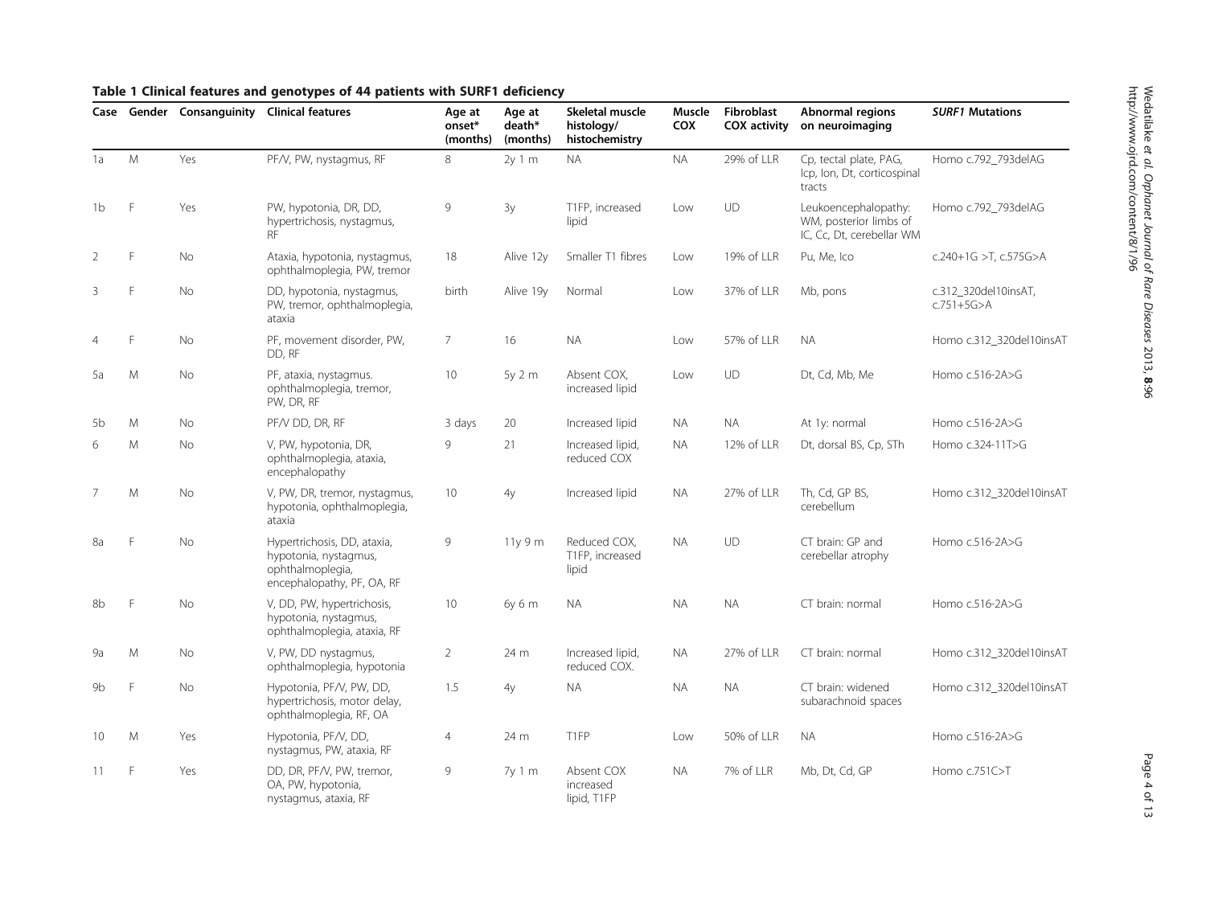**Table 1 Clinical features and genotypes of 44 patients with SURF1 deficiency**

| Case | Gender | Consanguinity | Clinical features | Age at onset* (months) | Age at death* (months) | Skeletal muscle histology/ histochemistry | Muscle COX | Fibroblast COX activity | Abnormal regions on neuroimaging | *SURF1* Mutations |
|---|---|---|---|---|---|---|---|---|---|---|
| 1a | M | Yes | PF/V, PW, nystagmus, RF | 8 | 2y 1 m | NA | NA | 29% of LLR | Cp, tectal plate, PAG, Icp, Ion, Dt, corticospinal tracts | Homo c.792_793delAG |
| 1b | F | Yes | PW, hypotonia, DR, DD, hypertrichosis, nystagmus, RF | 9 | 3y | T1FP, increased lipid | Low | UD | Leukoencephalopathy: WM, posterior limbs of IC, Cc, Dt, cerebellar WM | Homo c.792_793delAG |
| 2 | F | No | Ataxia, hypotonia, nystagmus, ophthalmoplegia, PW, tremor | 18 | Alive 12y | Smaller T1 fibres | Low | 19% of LLR | Pu, Me, Ico | c.240+1G >T, c.575G>A |
| 3 | F | No | DD, hypotonia, nystagmus, PW, tremor, ophthalmoplegia, ataxia | birth | Alive 19y | Normal | Low | 37% of LLR | Mb, pons | c.312_320del10insAT, c.751+5G>A |
| 4 | F | No | PF, movement disorder, PW, DD, RF | 7 | 16 | NA | Low | 57% of LLR | NA | Homo c.312_320del10insAT |
| 5a | M | No | PF, ataxia, nystagmus. ophthalmoplegia, tremor, PW, DR, RF | 10 | 5y 2 m | Absent COX, increased lipid | Low | UD | Dt, Cd, Mb, Me | Homo c.516-2A>G |
| 5b | M | No | PF/V DD, DR, RF | 3 days | 20 | Increased lipid | NA | NA | At 1y: normal | Homo c.516-2A>G |
| 6 | M | No | V, PW, hypotonia, DR, ophthalmoplegia, ataxia, encephalopathy | 9 | 21 | Increased lipid, reduced COX | NA | 12% of LLR | Dt, dorsal BS, Cp, STh | Homo c.324-11T>G |
| 7 | M | No | V, PW, DR, tremor, nystagmus, hypotonia, ophthalmoplegia, ataxia | 10 | 4y | Increased lipid | NA | 27% of LLR | Th, Cd, GP BS, cerebellum | Homo c.312_320del10insAT |
| 8a | F | No | Hypertrichosis, DD, ataxia, hypotonia, nystagmus, ophthalmoplegia, encephalopathy, PF, OA, RF | 9 | 11y 9 m | Reduced COX, T1FP, increased lipid | NA | UD | CT brain: GP and cerebellar atrophy | Homo c.516-2A>G |
| 8b | F | No | V, DD, PW, hypertrichosis, hypotonia, nystagmus, ophthalmoplegia, ataxia, RF | 10 | 6y 6 m | NA | NA | NA | CT brain: normal | Homo c.516-2A>G |
| 9a | M | No | V, PW, DD nystagmus, ophthalmoplegia, hypotonia | 2 | 24 m | Increased lipid, reduced COX. | NA | 27% of LLR | CT brain: normal | Homo c.312_320del10insAT |
| 9b | F | No | Hypotonia, PF/V, PW, DD, hypertrichosis, motor delay, ophthalmoplegia, RF, OA | 1.5 | 4y | NA | NA | NA | CT brain: widened subarachnoid spaces | Homo c.312_320del10insAT |
| 10 | M | Yes | Hypotonia, PF/V, DD, nystagmus, PW, ataxia, RF | 4 | 24 m | T1FP | Low | 50% of LLR | NA | Homo c.516-2A>G |
| 11 | F | Yes | DD, DR, PF/V, PW, tremor, OA, PW, hypotonia, nystagmus, ataxia, RF | 9 | 7y 1 m | Absent COX increased lipid, T1FP | NA | 7% of LLR | Mb, Dt, Cd, GP | Homo c.751C>T |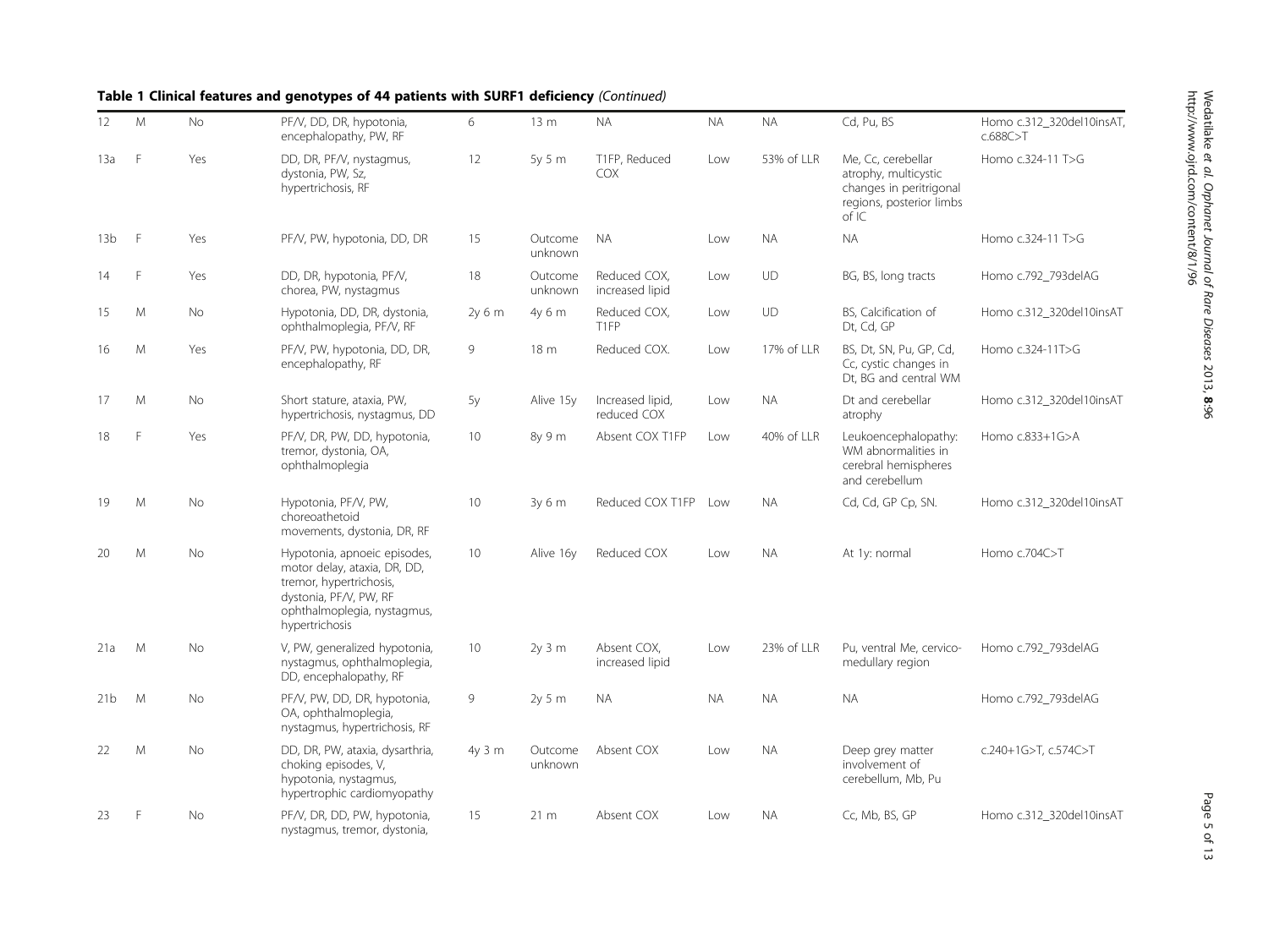**Table 1 Clinical features and genotypes of 44 patients with SURF1 deficiency** *(Continued)*

| | | | | | | | | | | |
|---|---|---|---|---|---|---|---|---|---|---|
| 12 | M | No | PF/V, DD, DR, hypotonia, encephalopathy, PW, RF | 6 | 13 m | NA | NA | NA | Cd, Pu, BS | Homo c.312_320del10insAT, c.688C>T |
| 13a | F | Yes | DD, DR, PF/V, nystagmus, dystonia, PW, Sz, hypertrichosis, RF | 12 | 5y 5 m | T1FP, Reduced COX | Low | 53% of LLR | Me, Cc, cerebellar atrophy, multicystic changes in peritrigonal regions, posterior limbs of IC | Homo c.324-11 T>G |
| 13b | F | Yes | PF/V, PW, hypotonia, DD, DR | 15 | Outcome unknown | NA | Low | NA | NA | Homo c.324-11 T>G |
| 14 | F | Yes | DD, DR, hypotonia, PF/V, chorea, PW, nystagmus | 18 | Outcome unknown | Reduced COX, increased lipid | Low | UD | BG, BS, long tracts | Homo c.792_793delAG |
| 15 | M | No | Hypotonia, DD, DR, dystonia, ophthalmoplegia, PF/V, RF | 2y 6 m | 4y 6 m | Reduced COX, T1FP | Low | UD | BS, Calcification of Dt, Cd, GP | Homo c.312_320del10insAT |
| 16 | M | Yes | PF/V, PW, hypotonia, DD, DR, encephalopathy, RF | 9 | 18 m | Reduced COX. | Low | 17% of LLR | BS, Dt, SN, Pu, GP, Cd, Cc, cystic changes in Dt, BG and central WM | Homo c.324-11T>G |
| 17 | M | No | Short stature, ataxia, PW, hypertrichosis, nystagmus, DD | 5y | Alive 15y | Increased lipid, reduced COX | Low | NA | Dt and cerebellar atrophy | Homo c.312_320del10insAT |
| 18 | F | Yes | PF/V, DR, PW, DD, hypotonia, tremor, dystonia, OA, ophthalmoplegia | 10 | 8y 9 m | Absent COX T1FP | Low | 40% of LLR | Leukoencephalopathy: WM abnormalities in cerebral hemispheres and cerebellum | Homo c.833+1G>A |
| 19 | M | No | Hypotonia, PF/V, PW, choreoathetoid movements, dystonia, DR, RF | 10 | 3y 6 m | Reduced COX T1FP | Low | NA | Cd, Cd, GP Cp, SN. | Homo c.312_320del10insAT |
| 20 | M | No | Hypotonia, apnoeic episodes, motor delay, ataxia, DR, DD, tremor, hypertrichosis, dystonia, PF/V, PW, RF ophthalmoplegia, nystagmus, hypertrichosis | 10 | Alive 16y | Reduced COX | Low | NA | At 1y: normal | Homo c.704C>T |
| 21a | M | No | V, PW, generalized hypotonia, nystagmus, ophthalmoplegia, DD, encephalopathy, RF | 10 | 2y 3 m | Absent COX, increased lipid | Low | 23% of LLR | Pu, ventral Me, cervico-medullary region | Homo c.792_793delAG |
| 21b | M | No | PF/V, PW, DD, DR, hypotonia, OA, ophthalmoplegia, nystagmus, hypertrichosis, RF | 9 | 2y 5 m | NA | NA | NA | NA | Homo c.792_793delAG |
| 22 | M | No | DD, DR, PW, ataxia, dysarthria, choking episodes, V, hypotonia, nystagmus, hypertrophic cardiomyopathy | 4y 3 m | Outcome unknown | Absent COX | Low | NA | Deep grey matter involvement of cerebellum, Mb, Pu | c.240+1G>T, c.574C>T |
| 23 | F | No | PF/V, DR, DD, PW, hypotonia, nystagmus, tremor, dystonia, | 15 | 21 m | Absent COX | Low | NA | Cc, Mb, BS, GP | Homo c.312_320del10insAT |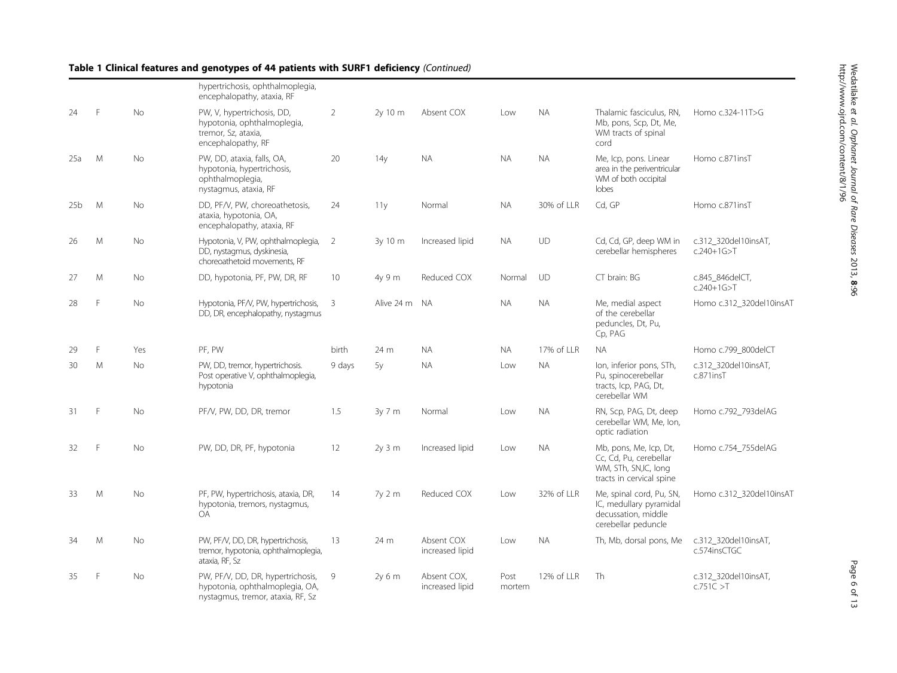**Table 1 Clinical features and genotypes of 44 patients with SURF1 deficiency** *(Continued)*

| | | | | | | | | | | |
|---|---|---|---|---|---|---|---|---|---|---|
| | | | hypertrichosis, ophthalmoplegia, encephalopathy, ataxia, RF | | | | | | | |
| 24 | F | No | PW, V, hypertrichosis, DD, hypotonia, ophthalmoplegia, tremor, Sz, ataxia, encephalopathy, RF | 2 | 2y 10 m | Absent COX | Low | NA | Thalamic fasciculus, RN, Mb, pons, Scp, Dt, Me, WM tracts of spinal cord | Homo c.324-11T>G |
| 25a | M | No | PW, DD, ataxia, falls, OA, hypotonia, hypertrichosis, ophthalmoplegia, nystagmus, ataxia, RF | 20 | 14y | NA | NA | NA | Me, Icp, pons. Linear area in the periventricular WM of both occipital lobes | Homo c.871insT |
| 25b | M | No | DD, PF/V, PW, choreoathetosis, ataxia, hypotonia, OA, encephalopathy, ataxia, RF | 24 | 11y | Normal | NA | 30% of LLR | Cd, GP | Homo c.871insT |
| 26 | M | No | Hypotonia, V, PW, ophthalmoplegia, DD, nystagmus, dyskinesia, choreoathetoid movements, RF | 2 | 3y 10 m | Increased lipid | NA | UD | Cd, Cd, GP, deep WM in cerebellar hemispheres | c.312_320del10insAT, c.240+1G>T |
| 27 | M | No | DD, hypotonia, PF, PW, DR, RF | 10 | 4y 9 m | Reduced COX | Normal | UD | CT brain: BG | c.845_846delCT, c.240+1G>T |
| 28 | F | No | Hypotonia, PF/V, PW, hypertrichosis, DD, DR, encephalopathy, nystagmus | 3 | Alive 24 m | NA | NA | NA | Me, medial aspect of the cerebellar peduncles, Dt, Pu, Cp, PAG | Homo c.312_320del10insAT |
| 29 | F | Yes | PF, PW | birth | 24 m | NA | NA | 17% of LLR | NA | Homo c.799_800delCT |
| 30 | M | No | PW, DD, tremor, hypertrichosis. Post operative V, ophthalmoplegia, hypotonia | 9 days | 5y | NA | Low | NA | Ion, inferior pons, STh, Pu, spinocerebellar tracts, Icp, PAG, Dt, cerebellar WM | c.312_320del10insAT, c.871insT |
| 31 | F | No | PF/V, PW, DD, DR, tremor | 1.5 | 3y 7 m | Normal | Low | NA | RN, Scp, PAG, Dt, deep cerebellar WM, Me, Ion, optic radiation | Homo c.792_793delAG |
| 32 | F | No | PW, DD, DR, PF, hypotonia | 12 | 2y 3 m | Increased lipid | Low | NA | Mb, pons, Me, Icp, Dt, Cc, Cd, Pu, cerebellar WM, STh, SN,IC, long tracts in cervical spine | Homo c.754_755delAG |
| 33 | M | No | PF, PW, hypertrichosis, ataxia, DR, hypotonia, tremors, nystagmus, OA | 14 | 7y 2 m | Reduced COX | Low | 32% of LLR | Me, spinal cord, Pu, SN, IC, medullary pyramidal decussation, middle cerebellar peduncle | Homo c.312_320del10insAT |
| 34 | M | No | PW, PF/V, DD, DR, hypertrichosis, tremor, hypotonia, ophthalmoplegia, ataxia, RF, Sz | 13 | 24 m | Absent COX increased lipid | Low | NA | Th, Mb, dorsal pons, Me | c.312_320del10insAT, c.574insCTGC |
| 35 | F | No | PW, PF/V, DD, DR, hypertrichosis, hypotonia, ophthalmoplegia, OA, nystagmus, tremor, ataxia, RF, Sz | 9 | 2y 6 m | Absent COX, increased lipid | Post mortem | 12% of LLR | Th | c.312_320del10insAT, c.751C >T |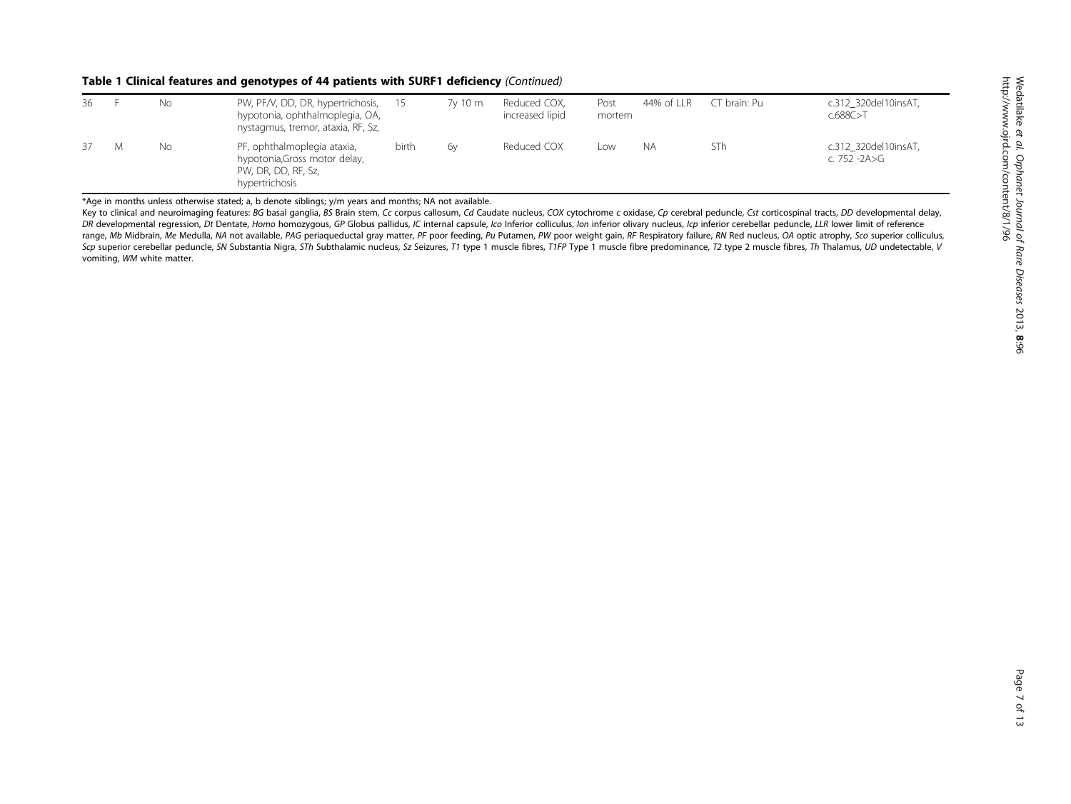**Table 1 Clinical features and genotypes of 44 patients with SURF1 deficiency** *(Continued)*

| | | | | | | | | | | |
|---|---|---|---|---|---|---|---|---|---|---|
| 36 | F | No | PW, PF/V, DD, DR, hypertrichosis, hypotonia, ophthalmoplegia, OA, nystagmus, tremor, ataxia, RF, Sz, | 15 | 7y 10 m | Reduced COX, increased lipid | Post mortem | 44% of LLR | CT brain: Pu | c.312_320del10insAT, c.688C>T |
| 37 | M | No | PF, ophthalmoplegia ataxia, hypotonia,Gross motor delay, PW, DR, DD, RF, Sz, hypertrichosis | birth | 6y | Reduced COX | Low | NA | STh | c.312_320del10insAT, c. 752 -2A>G |

*Age in months unless otherwise stated; a, b denote siblings; y/m years and months; NA not available.

Key to clinical and neuroimaging features: *BG* basal ganglia, *BS* Brain stem, *Cc* corpus callosum, *Cd* Caudate nucleus, *COX* cytochrome *c* oxidase, *Cp* cerebral peduncle, *Cst* corticospinal tracts, *DD* developmental delay, *DR* developmental regression, *Dt* Dentate, *Homo* homozygous, *GP* Globus pallidus, *IC* internal capsule, *Ico* Inferior colliculus, *Ion* inferior olivary nucleus, *Icp* inferior cerebellar peduncle, *LLR* lower limit of reference range, *Mb* Midbrain, *Me* Medulla, *NA* not available, *PAG* periaqueductal gray matter, *PF* poor feeding, *Pu* Putamen, *PW* poor weight gain, *RF* Respiratory failure, *RN* Red nucleus, *OA* optic atrophy, *Sco* superior colliculus, *Scp* superior cerebellar peduncle, *SN* Substantia Nigra, *STh* Subthalamic nucleus, *Sz* Seizures, *T1* type 1 muscle fibres, *T1FP* Type 1 muscle fibre predominance, *T2* type 2 muscle fibres, *Th* Thalamus, *UD* undetectable, *V* vomiting, *WM* white matter.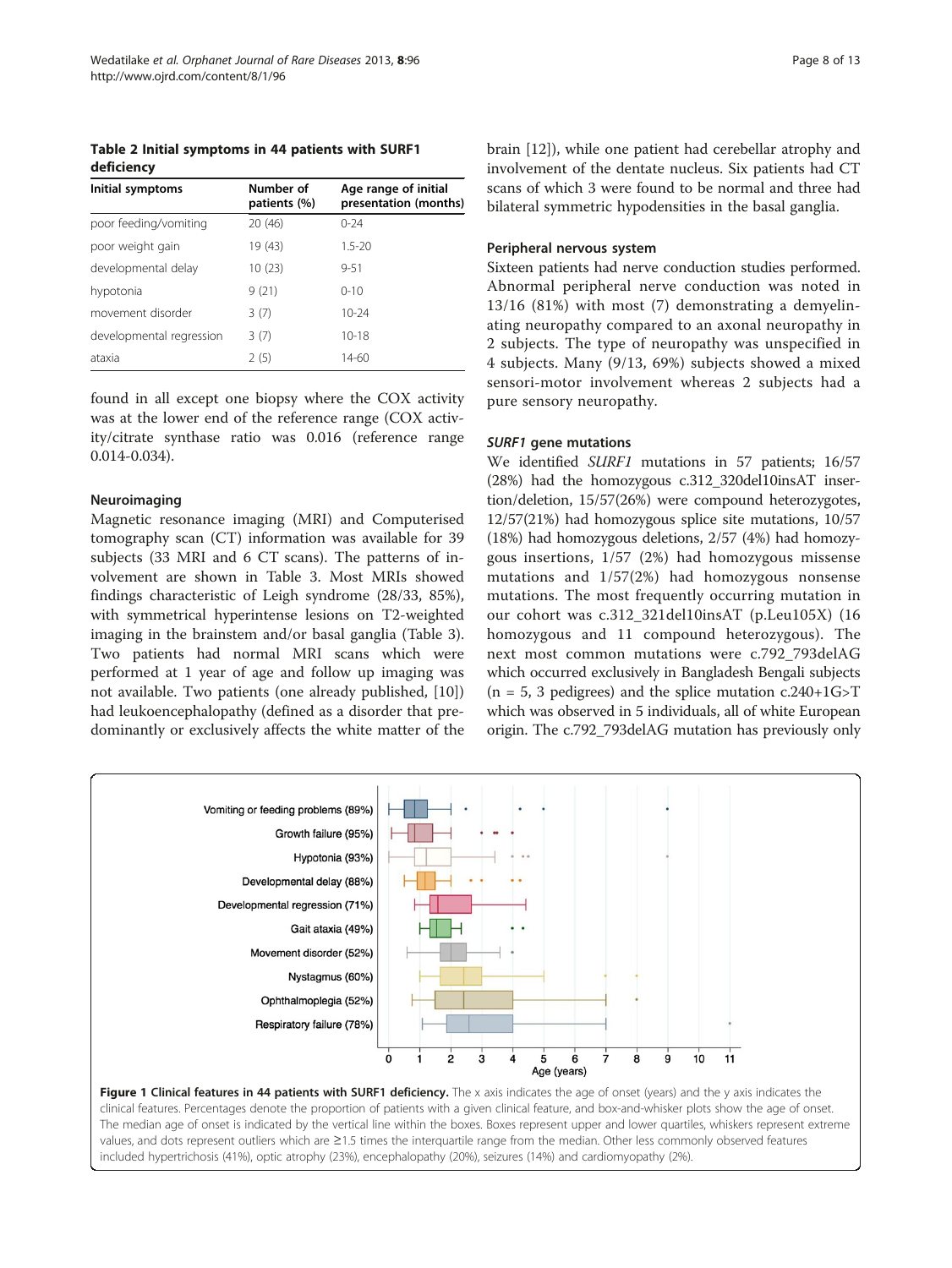**Table 2 Initial symptoms in 44 patients with SURF1 deficiency**

| Initial symptoms | Number of patients (%) | Age range of initial presentation (months) |
|---|---|---|
| poor feeding/vomiting | 20 (46) | 0-24 |
| poor weight gain | 19 (43) | 1.5-20 |
| developmental delay | 10 (23) | 9-51 |
| hypotonia | 9 (21) | 0-10 |
| movement disorder | 3 (7) | 10-24 |
| developmental regression | 3 (7) | 10-18 |
| ataxia | 2 (5) | 14-60 |

found in all except one biopsy where the COX activity was at the lower end of the reference range (COX activity/citrate synthase ratio was 0.016 (reference range 0.014-0.034).

### Neuroimaging

Magnetic resonance imaging (MRI) and Computerised tomography scan (CT) information was available for 39 subjects (33 MRI and 6 CT scans). The patterns of involvement are shown in Table 3. Most MRIs showed findings characteristic of Leigh syndrome (28/33, 85%), with symmetrical hyperintense lesions on T2-weighted imaging in the brainstem and/or basal ganglia (Table 3). Two patients had normal MRI scans which were performed at 1 year of age and follow up imaging was not available. Two patients (one already published, [10]) had leukoencephalopathy (defined as a disorder that predominantly or exclusively affects the white matter of the brain [12]), while one patient had cerebellar atrophy and involvement of the dentate nucleus. Six patients had CT scans of which 3 were found to be normal and three had bilateral symmetric hypodensities in the basal ganglia.

### Peripheral nervous system

Sixteen patients had nerve conduction studies performed. Abnormal peripheral nerve conduction was noted in 13/16 (81%) with most (7) demonstrating a demyelinating neuropathy compared to an axonal neuropathy in 2 subjects. The type of neuropathy was unspecified in 4 subjects. Many (9/13, 69%) subjects showed a mixed sensori-motor involvement whereas 2 subjects had a pure sensory neuropathy.

### *SURF1* gene mutations

We identified *SURF1* mutations in 57 patients; 16/57 (28%) had the homozygous c.312_320del10insAT insertion/deletion, 15/57(26%) were compound heterozygotes, 12/57(21%) had homozygous splice site mutations, 10/57 (18%) had homozygous deletions, 2/57 (4%) had homozygous insertions, 1/57 (2%) had homozygous missense mutations and 1/57(2%) had homozygous nonsense mutations. The most frequently occurring mutation in our cohort was c.312_321del10insAT (p.Leu105X) (16 homozygous and 11 compound heterozygous). The next most common mutations were c.792_793delAG which occurred exclusively in Bangladesh Bengali subjects (n = 5, 3 pedigrees) and the splice mutation c.240+1G>T which was observed in 5 individuals, all of white European origin. The c.792_793delAG mutation has previously only

**Figure 1 Clinical features in 44 patients with SURF1 deficiency.** The x axis indicates the age of onset (years) and the y axis indicates the clinical features. Percentages denote the proportion of patients with a given clinical feature, and box-and-whisker plots show the age of onset. The median age of onset is indicated by the vertical line within the boxes. Boxes represent upper and lower quartiles, whiskers represent extreme values, and dots represent outliers which are ≥1.5 times the interquartile range from the median. Other less commonly observed features included hypertrichosis (41%), optic atrophy (23%), encephalopathy (20%), seizures (14%) and cardiomyopathy (2%).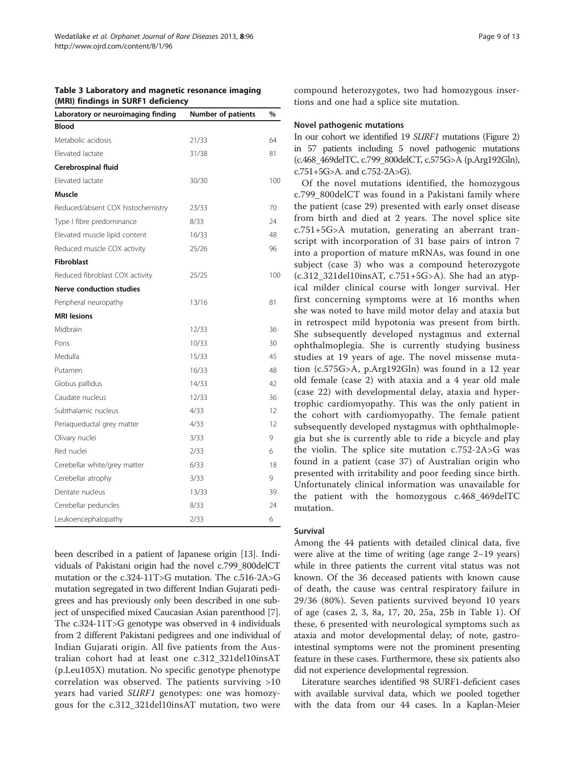**Table 3 Laboratory and magnetic resonance imaging (MRI) findings in SURF1 deficiency**

| Laboratory or neuroimaging finding | Number of patients | % |
|---|---|---|
| **Blood** | | |
| Metabolic acidosis | 21/33 | 64 |
| Elevated lactate | 31/38 | 81 |
| **Cerebrospinal fluid** | | |
| Elevated lactate | 30/30 | 100 |
| **Muscle** | | |
| Reduced/absent COX histochemistry | 23/33 | 70 |
| Type I fibre predominance | 8/33 | 24 |
| Elevated muscle lipid content | 16/33 | 48 |
| Reduced muscle COX activity | 25/26 | 96 |
| **Fibroblast** | | |
| Reduced fibroblast COX activity | 25/25 | 100 |
| **Nerve conduction studies** | | |
| Peripheral neuropathy | 13/16 | 81 |
| **MRI lesions** | | |
| Midbrain | 12/33 | 36 |
| Pons | 10/33 | 30 |
| Medulla | 15/33 | 45 |
| Putamen | 16/33 | 48 |
| Globus pallidus | 14/33 | 42 |
| Caudate nucleus | 12/33 | 36 |
| Subthalamic nucleus | 4/33 | 12 |
| Periaqueductal grey matter | 4/33 | 12 |
| Olivary nuclei | 3/33 | 9 |
| Red nuclei | 2/33 | 6 |
| Cerebellar white/grey matter | 6/33 | 18 |
| Cerebellar atrophy | 3/33 | 9 |
| Dentate nucleus | 13/33 | 39 |
| Cerebellar peduncles | 8/33 | 24 |
| Leukoencephalopathy | 2/33 | 6 |

been described in a patient of Japanese origin [13]. Individuals of Pakistani origin had the novel c.799_800delCT mutation or the c.324-11T>G mutation. The c.516-2A>G mutation segregated in two different Indian Gujarati pedigrees and has previously only been described in one subject of unspecified mixed Caucasian Asian parenthood [7]. The c.324-11T>G genotype was observed in 4 individuals from 2 different Pakistani pedigrees and one individual of Indian Gujarati origin. All five patients from the Australian cohort had at least one c.312_321del10insAT (p.Leu105X) mutation. No specific genotype phenotype correlation was observed. The patients surviving >10 years had varied *SURF1* genotypes: one was homozygous for the c.312_321del10insAT mutation, two were compound heterozygotes, two had homozygous insertions and one had a splice site mutation.

### Novel pathogenic mutations

In our cohort we identified 19 *SURF1* mutations (Figure 2) in 57 patients including 5 novel pathogenic mutations (c.468_469delTC, c.799_800delCT, c.575G>A (p.Arg192Gln), c.751+5G>A. and c.752-2A>G).

Of the novel mutations identified, the homozygous c.799_800delCT was found in a Pakistani family where the patient (case 29) presented with early onset disease from birth and died at 2 years. The novel splice site c.751+5G>A mutation, generating an aberrant transcript with incorporation of 31 base pairs of intron 7 into a proportion of mature mRNAs, was found in one subject (case 3) who was a compound heterozygote (c.312_321del10insAT, c.751+5G>A). She had an atypical milder clinical course with longer survival. Her first concerning symptoms were at 16 months when she was noted to have mild motor delay and ataxia but in retrospect mild hypotonia was present from birth. She subsequently developed nystagmus and external ophthalmoplegia. She is currently studying business studies at 19 years of age. The novel missense mutation (c.575G>A, p.Arg192Gln) was found in a 12 year old female (case 2) with ataxia and a 4 year old male (case 22) with developmental delay, ataxia and hypertrophic cardiomyopathy. This was the only patient in the cohort with cardiomyopathy. The female patient subsequently developed nystagmus with ophthalmoplegia but she is currently able to ride a bicycle and play the violin. The splice site mutation c.752-2A>G was found in a patient (case 37) of Australian origin who presented with irritability and poor feeding since birth. Unfortunately clinical information was unavailable for the patient with the homozygous c.468_469delTC mutation.

### Survival

Among the 44 patients with detailed clinical data, five were alive at the time of writing (age range 2–19 years) while in three patients the current vital status was not known. Of the 36 deceased patients with known cause of death, the cause was central respiratory failure in 29/36 (80%). Seven patients survived beyond 10 years of age (cases 2, 3, 8a, 17, 20, 25a, 25b in Table 1). Of these, 6 presented with neurological symptoms such as ataxia and motor developmental delay; of note, gastrointestinal symptoms were not the prominent presenting feature in these cases. Furthermore, these six patients also did not experience developmental regression.

Literature searches identified 98 SURF1-deficient cases with available survival data, which we pooled together with the data from our 44 cases. In a Kaplan-Meier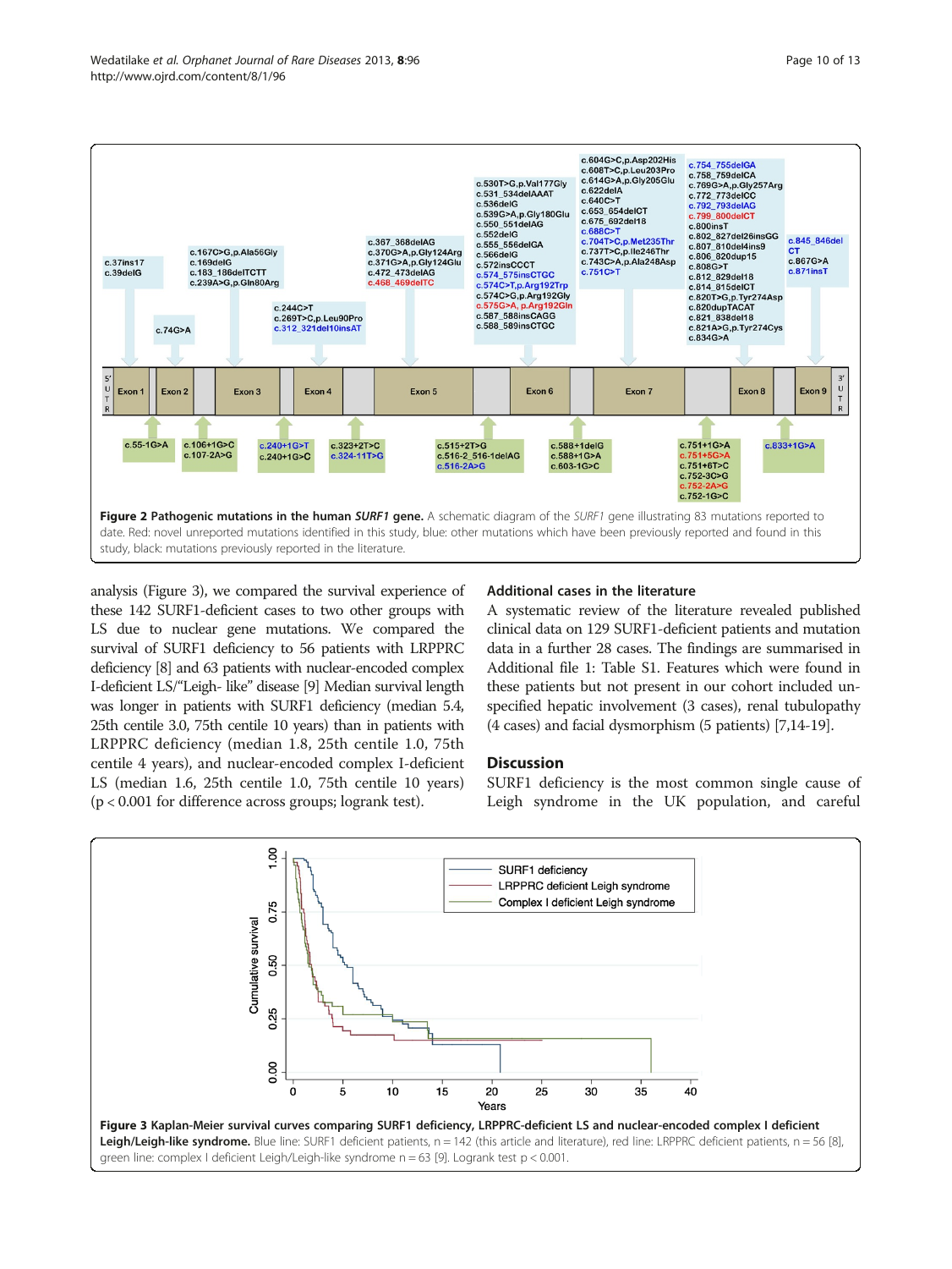**Figure 2 Pathogenic mutations in the human *SURF1* gene.** A schematic diagram of the *SURF1* gene illustrating 83 mutations reported to date. Red: novel unreported mutations identified in this study, blue: other mutations which have been previously reported and found in this study, black: mutations previously reported in the literature.

analysis (Figure 3), we compared the survival experience of these 142 SURF1-deficient cases to two other groups with LS due to nuclear gene mutations. We compared the survival of SURF1 deficiency to 56 patients with LRPPRC deficiency [8] and 63 patients with nuclear-encoded complex I-deficient LS/"Leigh- like" disease [9] Median survival length was longer in patients with SURF1 deficiency (median 5.4, 25th centile 3.0, 75th centile 10 years) than in patients with LRPPRC deficiency (median 1.8, 25th centile 1.0, 75th centile 4 years), and nuclear-encoded complex I-deficient LS (median 1.6, 25th centile 1.0, 75th centile 10 years) ($p < 0.001$ for difference across groups; logrank test).

## Additional cases in the literature

A systematic review of the literature revealed published clinical data on 129 SURF1-deficient patients and mutation data in a further 28 cases. The findings are summarised in Additional file 1: Table S1. Features which were found in these patients but not present in our cohort included unspecified hepatic involvement (3 cases), renal tubulopathy (4 cases) and facial dysmorphism (5 patients) [7,14-19].

## Discussion

SURF1 deficiency is the most common single cause of Leigh syndrome in the UK population, and careful

**Figure 3 Kaplan-Meier survival curves comparing SURF1 deficiency, LRPPRC-deficient LS and nuclear-encoded complex I deficient Leigh/Leigh-like syndrome.** Blue line: SURF1 deficient patients, n = 142 (this article and literature), red line: LRPPRC deficient patients, n = 56 [8], green line: complex I deficient Leigh/Leigh-like syndrome n = 63 [9]. Logrank test $p < 0.001$.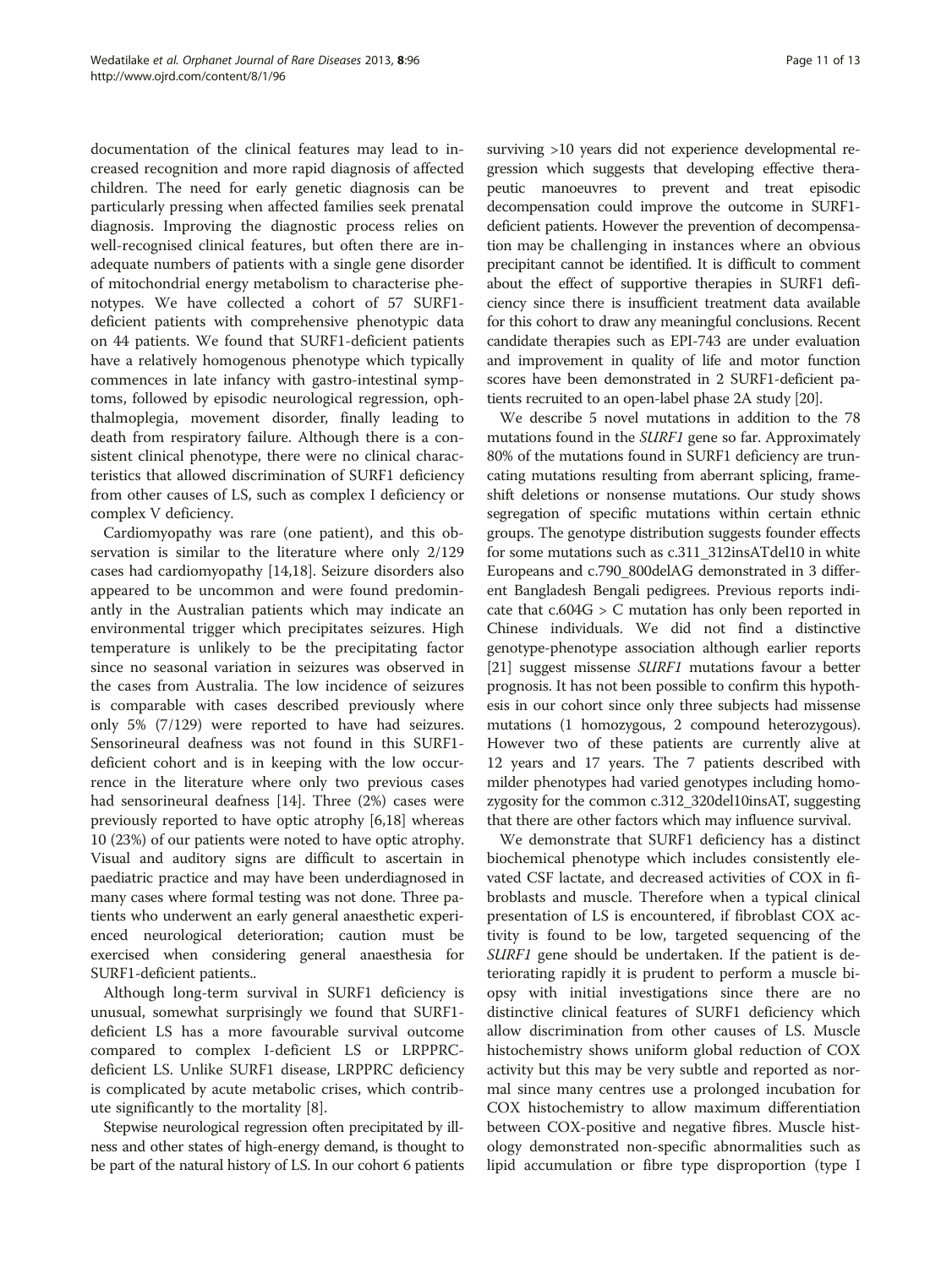documentation of the clinical features may lead to increased recognition and more rapid diagnosis of affected children. The need for early genetic diagnosis can be particularly pressing when affected families seek prenatal diagnosis. Improving the diagnostic process relies on well-recognised clinical features, but often there are inadequate numbers of patients with a single gene disorder of mitochondrial energy metabolism to characterise phenotypes. We have collected a cohort of 57 SURF1-deficient patients with comprehensive phenotypic data on 44 patients. We found that SURF1-deficient patients have a relatively homogenous phenotype which typically commences in late infancy with gastro-intestinal symptoms, followed by episodic neurological regression, ophthalmoplegia, movement disorder, finally leading to death from respiratory failure. Although there is a consistent clinical phenotype, there were no clinical characteristics that allowed discrimination of SURF1 deficiency from other causes of LS, such as complex I deficiency or complex V deficiency.

Cardiomyopathy was rare (one patient), and this observation is similar to the literature where only 2/129 cases had cardiomyopathy [14,18]. Seizure disorders also appeared to be uncommon and were found predominantly in the Australian patients which may indicate an environmental trigger which precipitates seizures. High temperature is unlikely to be the precipitating factor since no seasonal variation in seizures was observed in the cases from Australia. The low incidence of seizures is comparable with cases described previously where only 5% (7/129) were reported to have had seizures. Sensorineural deafness was not found in this SURF1-deficient cohort and is in keeping with the low occurrence in the literature where only two previous cases had sensorineural deafness [14]. Three (2%) cases were previously reported to have optic atrophy [6,18] whereas 10 (23%) of our patients were noted to have optic atrophy. Visual and auditory signs are difficult to ascertain in paediatric practice and may have been underdiagnosed in many cases where formal testing was not done. Three patients who underwent an early general anaesthetic experienced neurological deterioration; caution must be exercised when considering general anaesthesia for SURF1-deficient patients..

Although long-term survival in SURF1 deficiency is unusual, somewhat surprisingly we found that SURF1-deficient LS has a more favourable survival outcome compared to complex I-deficient LS or LRPPRC-deficient LS. Unlike SURF1 disease, LRPPRC deficiency is complicated by acute metabolic crises, which contribute significantly to the mortality [8].

Stepwise neurological regression often precipitated by illness and other states of high-energy demand, is thought to be part of the natural history of LS. In our cohort 6 patients surviving >10 years did not experience developmental regression which suggests that developing effective therapeutic manoeuvres to prevent and treat episodic decompensation could improve the outcome in SURF1-deficient patients. However the prevention of decompensation may be challenging in instances where an obvious precipitant cannot be identified. It is difficult to comment about the effect of supportive therapies in SURF1 deficiency since there is insufficient treatment data available for this cohort to draw any meaningful conclusions. Recent candidate therapies such as EPI-743 are under evaluation and improvement in quality of life and motor function scores have been demonstrated in 2 SURF1-deficient patients recruited to an open-label phase 2A study [20].

We describe 5 novel mutations in addition to the 78 mutations found in the *SURF1* gene so far. Approximately 80% of the mutations found in SURF1 deficiency are truncating mutations resulting from aberrant splicing, frameshift deletions or nonsense mutations. Our study shows segregation of specific mutations within certain ethnic groups. The genotype distribution suggests founder effects for some mutations such as c.311_312insATdel10 in white Europeans and c.790_800delAG demonstrated in 3 different Bangladesh Bengali pedigrees. Previous reports indicate that c.604G > C mutation has only been reported in Chinese individuals. We did not find a distinctive genotype-phenotype association although earlier reports [21] suggest missense *SURF1* mutations favour a better prognosis. It has not been possible to confirm this hypothesis in our cohort since only three subjects had missense mutations (1 homozygous, 2 compound heterozygous). However two of these patients are currently alive at 12 years and 17 years. The 7 patients described with milder phenotypes had varied genotypes including homozygosity for the common c.312_320del10insAT, suggesting that there are other factors which may influence survival.

We demonstrate that SURF1 deficiency has a distinct biochemical phenotype which includes consistently elevated CSF lactate, and decreased activities of COX in fibroblasts and muscle. Therefore when a typical clinical presentation of LS is encountered, if fibroblast COX activity is found to be low, targeted sequencing of the *SURF1* gene should be undertaken. If the patient is deteriorating rapidly it is prudent to perform a muscle biopsy with initial investigations since there are no distinctive clinical features of SURF1 deficiency which allow discrimination from other causes of LS. Muscle histochemistry shows uniform global reduction of COX activity but this may be very subtle and reported as normal since many centres use a prolonged incubation for COX histochemistry to allow maximum differentiation between COX-positive and negative fibres. Muscle histology demonstrated non-specific abnormalities such as lipid accumulation or fibre type disproportion (type I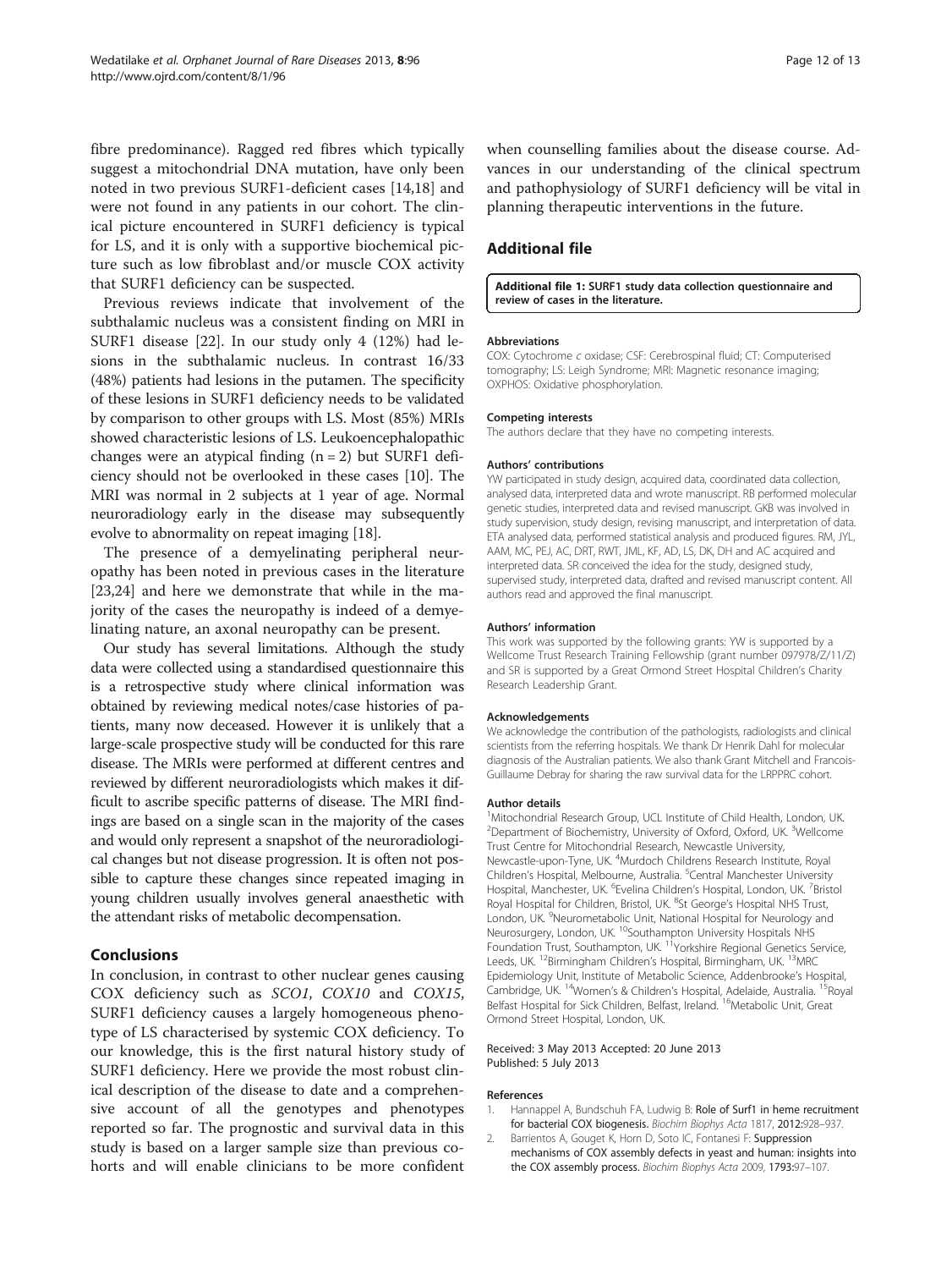fibre predominance). Ragged red fibres which typically suggest a mitochondrial DNA mutation, have only been noted in two previous SURF1-deficient cases [14,18] and were not found in any patients in our cohort. The clinical picture encountered in SURF1 deficiency is typical for LS, and it is only with a supportive biochemical picture such as low fibroblast and/or muscle COX activity that SURF1 deficiency can be suspected.

Previous reviews indicate that involvement of the subthalamic nucleus was a consistent finding on MRI in SURF1 disease [22]. In our study only 4 (12%) had lesions in the subthalamic nucleus. In contrast 16/33 (48%) patients had lesions in the putamen. The specificity of these lesions in SURF1 deficiency needs to be validated by comparison to other groups with LS. Most (85%) MRIs showed characteristic lesions of LS. Leukoencephalopathic changes were an atypical finding ($n = 2$) but SURF1 deficiency should not be overlooked in these cases [10]. The MRI was normal in 2 subjects at 1 year of age. Normal neuroradiology early in the disease may subsequently evolve to abnormality on repeat imaging [18].

The presence of a demyelinating peripheral neuropathy has been noted in previous cases in the literature [23,24] and here we demonstrate that while in the majority of the cases the neuropathy is indeed of a demyelinating nature, an axonal neuropathy can be present.

Our study has several limitations. Although the study data were collected using a standardised questionnaire this is a retrospective study where clinical information was obtained by reviewing medical notes/case histories of patients, many now deceased. However it is unlikely that a large-scale prospective study will be conducted for this rare disease. The MRIs were performed at different centres and reviewed by different neuroradiologists which makes it difficult to ascribe specific patterns of disease. The MRI findings are based on a single scan in the majority of the cases and would only represent a snapshot of the neuroradiological changes but not disease progression. It is often not possible to capture these changes since repeated imaging in young children usually involves general anaesthetic with the attendant risks of metabolic decompensation.

## Conclusions

In conclusion, in contrast to other nuclear genes causing COX deficiency such as *SCO1*, *COX10* and *COX15*, SURF1 deficiency causes a largely homogeneous phenotype of LS characterised by systemic COX deficiency. To our knowledge, this is the first natural history study of SURF1 deficiency. Here we provide the most robust clinical description of the disease to date and a comprehensive account of all the genotypes and phenotypes reported so far. The prognostic and survival data in this study is based on a larger sample size than previous cohorts and will enable clinicians to be more confident when counselling families about the disease course. Advances in our understanding of the clinical spectrum and pathophysiology of SURF1 deficiency will be vital in planning therapeutic interventions in the future.

## Additional file

**Additional file 1: SURF1 study data collection questionnaire and review of cases in the literature.**

#### Abbreviations

COX: Cytochrome *c* oxidase; CSF: Cerebrospinal fluid; CT: Computerised tomography; LS: Leigh Syndrome; MRI: Magnetic resonance imaging; OXPHOS: Oxidative phosphorylation.

#### Competing interests

The authors declare that they have no competing interests.

#### Authors' contributions

YW participated in study design, acquired data, coordinated data collection, analysed data, interpreted data and wrote manuscript. RB performed molecular genetic studies, interpreted data and revised manuscript. GKB was involved in study supervision, study design, revising manuscript, and interpretation of data. ETA analysed data, performed statistical analysis and produced figures. RM, JYL, AAM, MC, PEJ, AC, DRT, RWT, JML, KF, AD, LS, DK, DH and AC acquired and interpreted data. SR conceived the idea for the study, designed study, supervised study, interpreted data, drafted and revised manuscript content. All authors read and approved the final manuscript.

#### Authors' information

This work was supported by the following grants: YW is supported by a Wellcome Trust Research Training Fellowship (grant number 097978/Z/11/Z) and SR is supported by a Great Ormond Street Hospital Children's Charity Research Leadership Grant.

#### Acknowledgements

We acknowledge the contribution of the pathologists, radiologists and clinical scientists from the referring hospitals. We thank Dr Henrik Dahl for molecular diagnosis of the Australian patients. We also thank Grant Mitchell and Francois-Guillaume Debray for sharing the raw survival data for the LRPPRC cohort.

#### Author details

[1]Mitochondrial Research Group, UCL Institute of Child Health, London, UK. [2]Department of Biochemistry, University of Oxford, Oxford, UK. [3]Wellcome Trust Centre for Mitochondrial Research, Newcastle University, Newcastle-upon-Tyne, UK. [4]Murdoch Childrens Research Institute, Royal Children's Hospital, Melbourne, Australia. [5]Central Manchester University Hospital, Manchester, UK. [6]Evelina Children's Hospital, London, UK. [7]Bristol Royal Hospital for Children, Bristol, UK. [8]St George's Hospital NHS Trust, London, UK. [9]Neurometabolic Unit, National Hospital for Neurology and Neurosurgery, London, UK. [10]Southampton University Hospitals NHS Foundation Trust, Southampton, UK. [11]Yorkshire Regional Genetics Service, Leeds, UK. [12]Birmingham Children's Hospital, Birmingham, UK. [13]MRC Epidemiology Unit, Institute of Metabolic Science, Addenbrooke's Hospital, Cambridge, UK. [14]Women's & Children's Hospital, Adelaide, Australia. [15]Royal Belfast Hospital for Sick Children, Belfast, Ireland. [16]Metabolic Unit, Great Ormond Street Hospital, London, UK.

Received: 3 May 2013 Accepted: 20 June 2013
Published: 5 July 2013

#### References

1. Hannappel A, Bundschuh FA, Ludwig B: **Role of Surf1 in heme recruitment for bacterial COX biogenesis.** *Biochim Biophys Acta* 1817, 2012:928–937.
2. Barrientos A, Gouget K, Horn D, Soto IC, Fontanesi F: **Suppression mechanisms of COX assembly defects in yeast and human: insights into the COX assembly process.** *Biochim Biophys Acta* 2009, **1793**:97–107.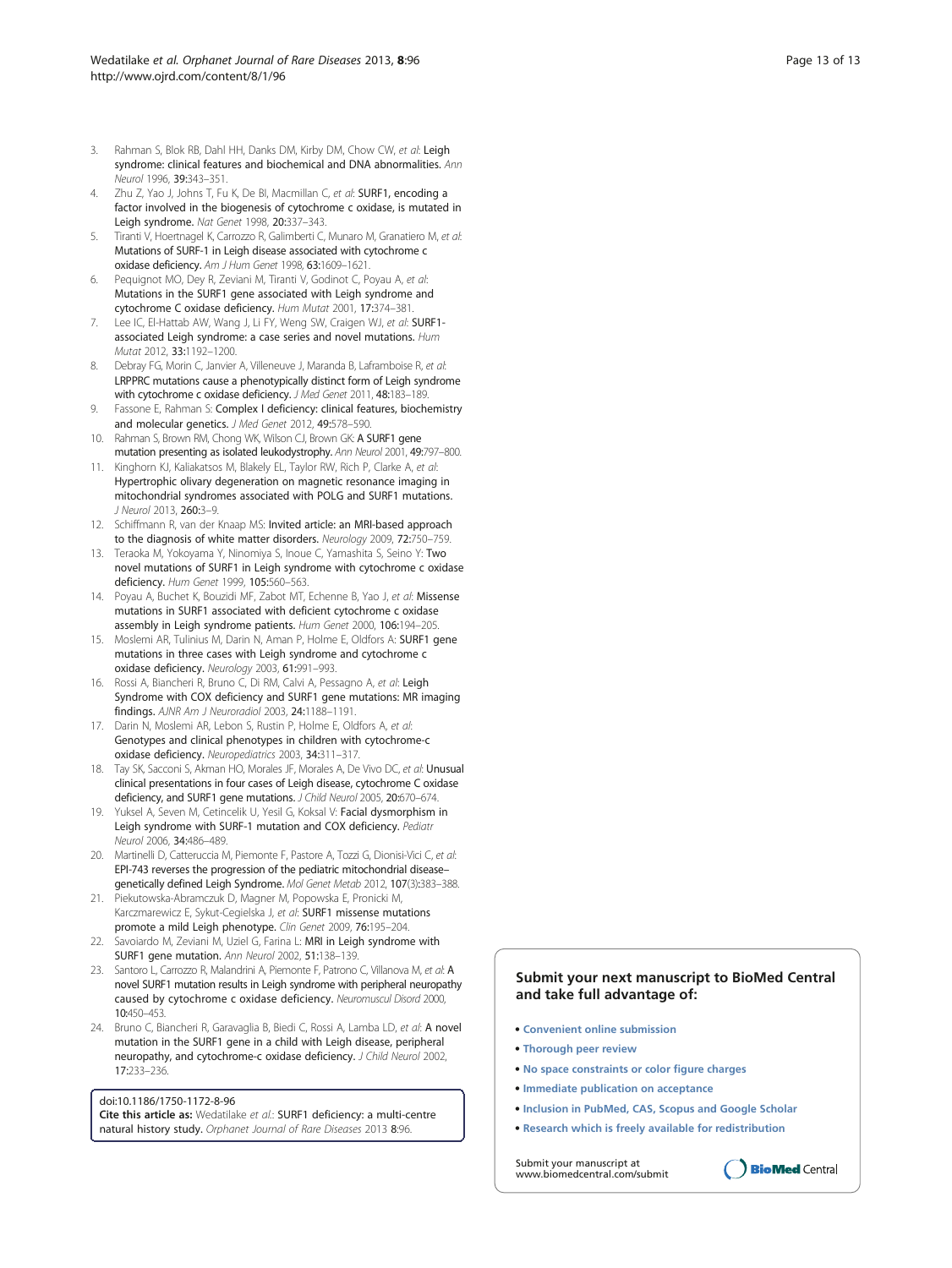3. Rahman S, Blok RB, Dahl HH, Danks DM, Kirby DM, Chow CW, *et al*: **Leigh syndrome: clinical features and biochemical and DNA abnormalities.** *Ann Neurol* 1996, **39:**343–351.
4. Zhu Z, Yao J, Johns T, Fu K, De BI, Macmillan C, *et al*: **SURF1, encoding a factor involved in the biogenesis of cytochrome c oxidase, is mutated in Leigh syndrome.** *Nat Genet* 1998, **20:**337–343.
5. Tiranti V, Hoertnagel K, Carrozzo R, Galimberti C, Munaro M, Granatiero M, *et al*: **Mutations of SURF-1 in Leigh disease associated with cytochrome c oxidase deficiency.** *Am J Hum Genet* 1998, **63:**1609–1621.
6. Pequignot MO, Dey R, Zeviani M, Tiranti V, Godinot C, Poyau A, *et al*: **Mutations in the SURF1 gene associated with Leigh syndrome and cytochrome C oxidase deficiency.** *Hum Mutat* 2001, **17:**374–381.
7. Lee IC, El-Hattab AW, Wang J, Li FY, Weng SW, Craigen WJ, *et al*: **SURF1-associated Leigh syndrome: a case series and novel mutations.** *Hum Mutat* 2012, **33:**1192–1200.
8. Debray FG, Morin C, Janvier A, Villeneuve J, Maranda B, Laframboise R, *et al*: **LRPPRC mutations cause a phenotypically distinct form of Leigh syndrome with cytochrome c oxidase deficiency.** *J Med Genet* 2011, **48:**183–189.
9. Fassone E, Rahman S: **Complex I deficiency: clinical features, biochemistry and molecular genetics.** *J Med Genet* 2012, **49:**578–590.
10. Rahman S, Brown RM, Chong WK, Wilson CJ, Brown GK: **A SURF1 gene mutation presenting as isolated leukodystrophy.** *Ann Neurol* 2001, **49:**797–800.
11. Kinghorn KJ, Kaliakatsos M, Blakely EL, Taylor RW, Rich P, Clarke A, *et al*: **Hypertrophic olivary degeneration on magnetic resonance imaging in mitochondrial syndromes associated with POLG and SURF1 mutations.** *J Neurol* 2013, **260:**3–9.
12. Schiffmann R, van der Knaap MS: **Invited article: an MRI-based approach to the diagnosis of white matter disorders.** *Neurology* 2009, **72:**750–759.
13. Teraoka M, Yokoyama Y, Ninomiya S, Inoue C, Yamashita S, Seino Y: **Two novel mutations of SURF1 in Leigh syndrome with cytochrome c oxidase deficiency.** *Hum Genet* 1999, **105:**560–563.
14. Poyau A, Buchet K, Bouzidi MF, Zabot MT, Echenne B, Yao J, *et al*: **Missense mutations in SURF1 associated with deficient cytochrome c oxidase assembly in Leigh syndrome patients.** *Hum Genet* 2000, **106:**194–205.
15. Moslemi AR, Tulinius M, Darin N, Aman P, Holme E, Oldfors A: **SURF1 gene mutations in three cases with Leigh syndrome and cytochrome c oxidase deficiency.** *Neurology* 2003, **61:**991–993.
16. Rossi A, Biancheri R, Bruno C, Di RM, Calvi A, Pessagno A, *et al*: **Leigh Syndrome with COX deficiency and SURF1 gene mutations: MR imaging findings.** *AJNR Am J Neuroradiol* 2003, **24:**1188–1191.
17. Darin N, Moslemi AR, Lebon S, Rustin P, Holme E, Oldfors A, *et al*: **Genotypes and clinical phenotypes in children with cytochrome-c oxidase deficiency.** *Neuropediatrics* 2003, **34:**311–317.
18. Tay SK, Sacconi S, Akman HO, Morales JF, Morales A, De Vivo DC, *et al*: **Unusual clinical presentations in four cases of Leigh disease, cytochrome C oxidase deficiency, and SURF1 gene mutations.** *J Child Neurol* 2005, **20:**670–674.
19. Yuksel A, Seven M, Cetincelik U, Yesil G, Koksal V: **Facial dysmorphism in Leigh syndrome with SURF-1 mutation and COX deficiency.** *Pediatr Neurol* 2006, **34:**486–489.
20. Martinelli D, Catteruccia M, Piemonte F, Pastore A, Tozzi G, Dionisi-Vici C, *et al*: **EPI-743 reverses the progression of the pediatric mitochondrial disease–genetically defined Leigh Syndrome.** *Mol Genet Metab* 2012, **107**(3)**:**383–388.
21. Piekutowska-Abramczuk D, Magner M, Popowska E, Pronicki M, Karczmarewicz E, Sykut-Cegielska J, *et al*: **SURF1 missense mutations promote a mild Leigh phenotype.** *Clin Genet* 2009, **76:**195–204.
22. Savoiardo M, Zeviani M, Uziel G, Farina L: **MRI in Leigh syndrome with SURF1 gene mutation.** *Ann Neurol* 2002, **51:**138–139.
23. Santoro L, Carrozzo R, Malandrini A, Piemonte F, Patrono C, Villanova M, *et al*: **A novel SURF1 mutation results in Leigh syndrome with peripheral neuropathy caused by cytochrome c oxidase deficiency.** *Neuromuscul Disord* 2000, **10:**450–453.
24. Bruno C, Biancheri R, Garavaglia B, Biedi C, Rossi A, Lamba LD, *et al*: **A novel mutation in the SURF1 gene in a child with Leigh disease, peripheral neuropathy, and cytochrome-c oxidase deficiency.** *J Child Neurol* 2002, **17:**233–236.

doi:10.1186/1750-1172-8-96

**Cite this article as:** Wedatilake *et al.*: SURF1 deficiency: a multi-centre natural history study. *Orphanet Journal of Rare Diseases* 2013 **8**:96.

**Submit your next manuscript to BioMed Central and take full advantage of:**

- **Convenient online submission**
- **Thorough peer review**
- **No space constraints or color figure charges**
- **Immediate publication on acceptance**
- **Inclusion in PubMed, CAS, Scopus and Google Scholar**
- **Research which is freely available for redistribution**

Submit your manuscript at www.biomedcentral.com/submit

BioMed Central